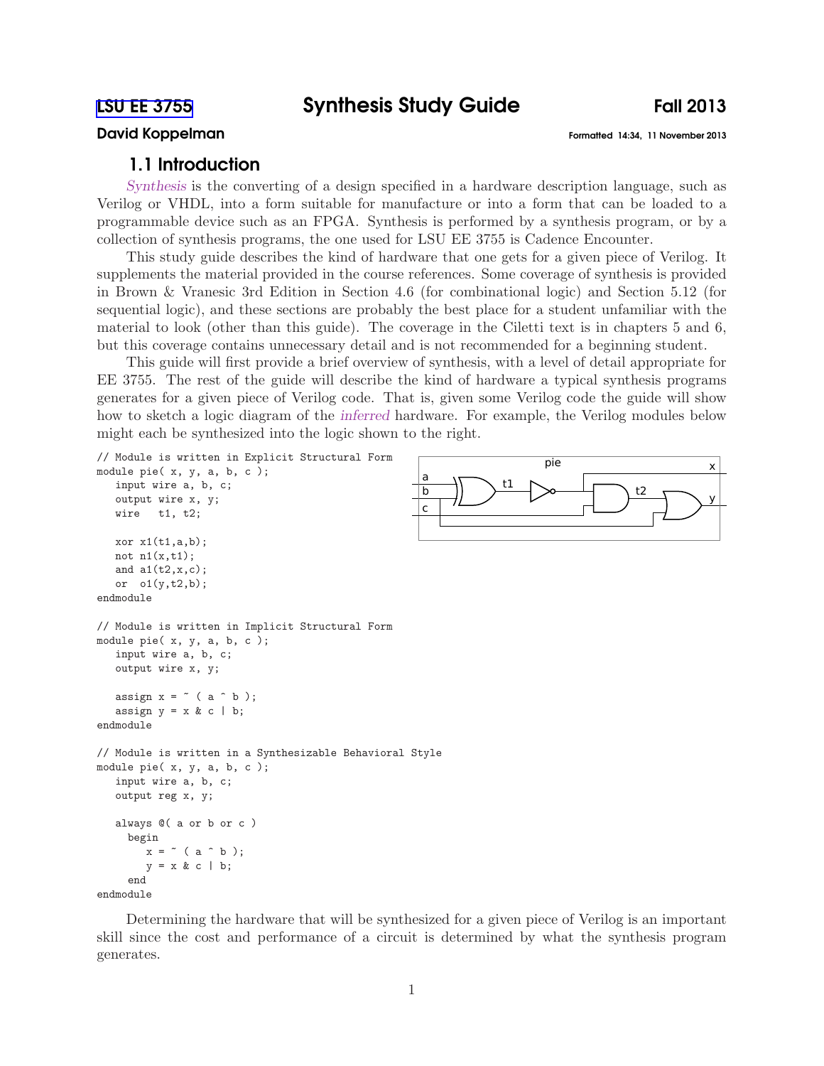LSU EE 3755 — **Synthesis Study Guide** — Fall 2013

**David Koppelman** — Formatted 14:34, 11 November 2013

## 1.1 Introduction

*Synthesis* is the converting of a design specified in a hardware description language, such as Verilog or VHDL, into a form suitable for manufacture or into a form that can be loaded to a programmable device such as an FPGA. Synthesis is performed by a synthesis program, or by a collection of synthesis programs, the one used for LSU EE 3755 is Cadence Encounter.

This study guide describes the kind of hardware that one gets for a given piece of Verilog. It supplements the material provided in the course references. Some coverage of synthesis is provided in Brown & Vranesic 3rd Edition in Section 4.6 (for combinational logic) and Section 5.12 (for sequential logic), and these sections are probably the best place for a student unfamiliar with the material to look (other than this guide). The coverage in the Ciletti text is in chapters 5 and 6, but this coverage contains unnecessary detail and is not recommended for a beginning student.

This guide will first provide a brief overview of synthesis, with a level of detail appropriate for EE 3755. The rest of the guide will describe the kind of hardware a typical synthesis programs generates for a given piece of Verilog code. That is, given some Verilog code the guide will show how to sketch a logic diagram of the *inferred* hardware. For example, the Verilog modules below might each be synthesized into the logic shown to the right.

```
// Module is written in Explicit Structural Form
module pie( x, y, a, b, c );
   input wire a, b, c;
   output wire x, y;
   wire   t1, t2;

   xor x1(t1,a,b);
   not n1(x,t1);
   and a1(t2,x,c);
   or  o1(y,t2,b);
endmodule

// Module is written in Implicit Structural Form
module pie( x, y, a, b, c );
   input wire a, b, c;
   output wire x, y;

   assign x = ~ ( a ^ b );
   assign y = x & c | b;
endmodule

// Module is written in a Synthesizable Behavioral Style
module pie( x, y, a, b, c );
   input wire a, b, c;
   output reg x, y;

   always @( a or b or c )
     begin
        x = ~ ( a ^ b );
        y = x & c | b;
     end
endmodule
```

Determining the hardware that will be synthesized for a given piece of Verilog is an important skill since the cost and performance of a circuit is determined by what the synthesis program generates.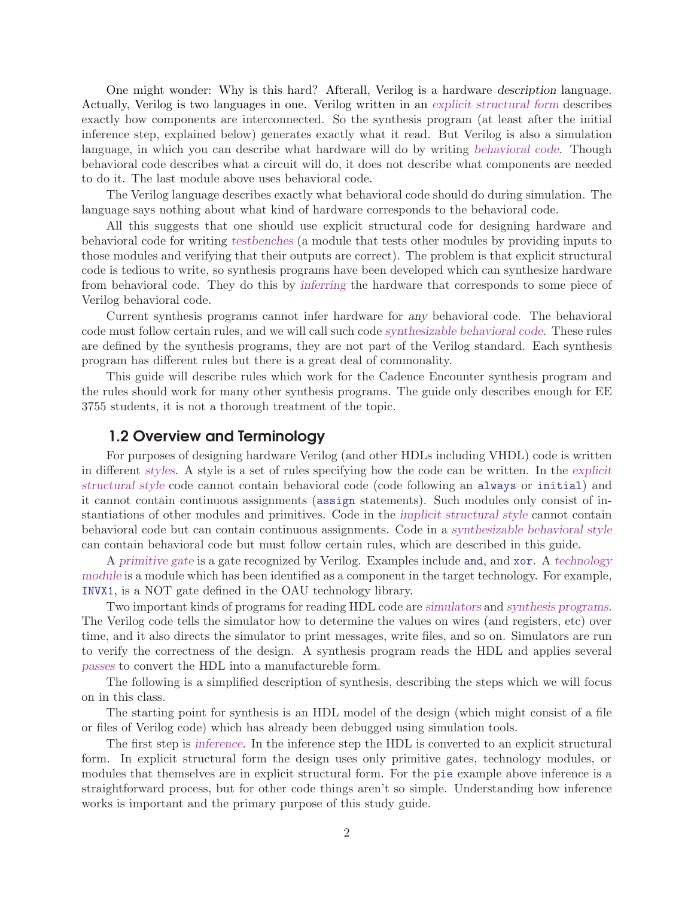One might wonder: Why is this hard? Afterall, Verilog is a hardware *description* language. Actually, Verilog is two languages in one. Verilog written in an *explicit structural form* describes exactly how components are interconnected. So the synthesis program (at least after the initial inference step, explained below) generates exactly what it read. But Verilog is also a simulation language, in which you can describe what hardware will do by writing *behavioral code*. Though behavioral code describes what a circuit will do, it does not describe what components are needed to do it. The last module above uses behavioral code.

The Verilog language describes exactly what behavioral code should do during simulation. The language says nothing about what kind of hardware corresponds to the behavioral code.

All this suggests that one should use explicit structural code for designing hardware and behavioral code for writing *testbenches* (a module that tests other modules by providing inputs to those modules and verifying that their outputs are correct). The problem is that explicit structural code is tedious to write, so synthesis programs have been developed which can synthesize hardware from behavioral code. They do this by *inferring* the hardware that corresponds to some piece of Verilog behavioral code.

Current synthesis programs cannot infer hardware for *any* behavioral code. The behavioral code must follow certain rules, and we will call such code *synthesizable behavioral code*. These rules are defined by the synthesis programs, they are not part of the Verilog standard. Each synthesis program has different rules but there is a great deal of commonality.

This guide will describe rules which work for the Cadence Encounter synthesis program and the rules should work for many other synthesis programs. The guide only describes enough for EE 3755 students, it is not a thorough treatment of the topic.

## 1.2 Overview and Terminology

For purposes of designing hardware Verilog (and other HDLs including VHDL) code is written in different *styles*. A style is a set of rules specifying how the code can be written. In the *explicit structural style* code cannot contain behavioral code (code following an `always` or `initial`) and it cannot contain continuous assignments (`assign` statements). Such modules only consist of instantiations of other modules and primitives. Code in the *implicit structural style* cannot contain behavioral code but can contain continuous assignments. Code in a *synthesizable behavioral style* can contain behavioral code but must follow certain rules, which are described in this guide.

A *primitive gate* is a gate recognized by Verilog. Examples include `and`, and `xor`. A *technology module* is a module which has been identified as a component in the target technology. For example, `INVX1`, is a NOT gate defined in the OAU technology library.

Two important kinds of programs for reading HDL code are *simulators* and *synthesis programs*. The Verilog code tells the simulator how to determine the values on wires (and registers, etc) over time, and it also directs the simulator to print messages, write files, and so on. Simulators are run to verify the correctness of the design. A synthesis program reads the HDL and applies several *passes* to convert the HDL into a manufactureble form.

The following is a simplified description of synthesis, describing the steps which we will focus on in this class.

The starting point for synthesis is an HDL model of the design (which might consist of a file or files of Verilog code) which has already been debugged using simulation tools.

The first step is *inference*. In the inference step the HDL is converted to an explicit structural form. In explicit structural form the design uses only primitive gates, technology modules, or modules that themselves are in explicit structural form. For the `pie` example above inference is a straightforward process, but for other code things aren't so simple. Understanding how inference works is important and the primary purpose of this study guide.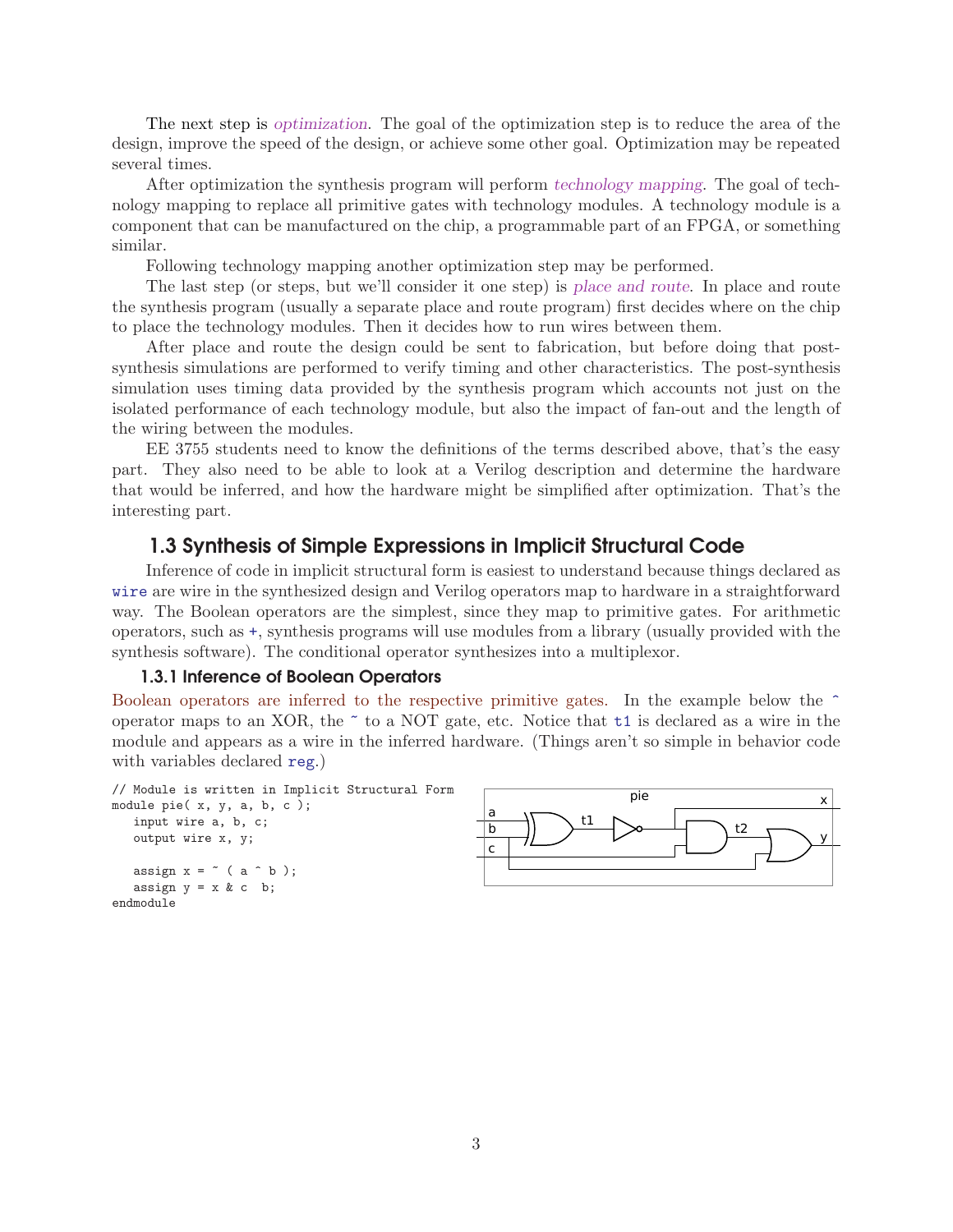The next step is *optimization*. The goal of the optimization step is to reduce the area of the design, improve the speed of the design, or achieve some other goal. Optimization may be repeated several times.

After optimization the synthesis program will perform *technology mapping*. The goal of technology mapping to replace all primitive gates with technology modules. A technology module is a component that can be manufactured on the chip, a programmable part of an FPGA, or something similar.

Following technology mapping another optimization step may be performed.

The last step (or steps, but we'll consider it one step) is *place and route*. In place and route the synthesis program (usually a separate place and route program) first decides where on the chip to place the technology modules. Then it decides how to run wires between them.

After place and route the design could be sent to fabrication, but before doing that post-synthesis simulations are performed to verify timing and other characteristics. The post-synthesis simulation uses timing data provided by the synthesis program which accounts not just on the isolated performance of each technology module, but also the impact of fan-out and the length of the wiring between the modules.

EE 3755 students need to know the definitions of the terms described above, that's the easy part. They also need to be able to look at a Verilog description and determine the hardware that would be inferred, and how the hardware might be simplified after optimization. That's the interesting part.

## 1.3 Synthesis of Simple Expressions in Implicit Structural Code

Inference of code in implicit structural form is easiest to understand because things declared as `wire` are wire in the synthesized design and Verilog operators map to hardware in a straightforward way. The Boolean operators are the simplest, since they map to primitive gates. For arithmetic operators, such as `+`, synthesis programs will use modules from a library (usually provided with the synthesis software). The conditional operator synthesizes into a multiplexor.

### 1.3.1 Inference of Boolean Operators

Boolean operators are inferred to the respective primitive gates. In the example below the `^` operator maps to an XOR, the `~` to a NOT gate, etc. Notice that `t1` is declared as a wire in the module and appears as a wire in the inferred hardware. (Things aren't so simple in behavior code with variables declared `reg`.)

```
// Module is written in Implicit Structural Form
module pie( x, y, a, b, c );
   input wire a, b, c;
   output wire x, y;

   assign x = ~ ( a ^ b );
   assign y = x & c  b;
endmodule
```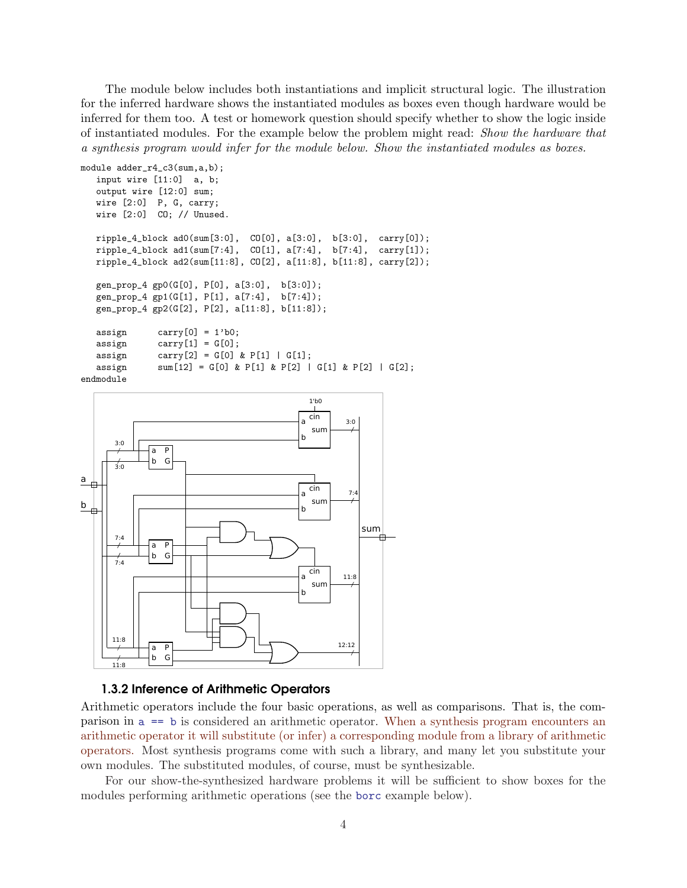The module below includes both instantiations and implicit structural logic. The illustration for the inferred hardware shows the instantiated modules as boxes even though hardware would be inferred for them too. A test or homework question should specify whether to show the logic inside of instantiated modules. For the example below the problem might read: *Show the hardware that a synthesis program would infer for the module below. Show the instantiated modules as boxes.*

```
module adder_r4_c3(sum,a,b);
   input wire [11:0]  a, b;
   output wire [12:0] sum;
   wire [2:0]  P, G, carry;
   wire [2:0]  CO; // Unused.

   ripple_4_block ad0(sum[3:0],  CO[0], a[3:0],  b[3:0],  carry[0]);
   ripple_4_block ad1(sum[7:4],  CO[1], a[7:4],  b[7:4],  carry[1]);
   ripple_4_block ad2(sum[11:8], CO[2], a[11:8], b[11:8], carry[2]);

   gen_prop_4 gp0(G[0], P[0], a[3:0],  b[3:0]);
   gen_prop_4 gp1(G[1], P[1], a[7:4],  b[7:4]);
   gen_prop_4 gp2(G[2], P[2], a[11:8], b[11:8]);

   assign      carry[0] = 1'b0;
   assign      carry[1] = G[0];
   assign      carry[2] = G[0] & P[1] | G[1];
   assign      sum[12] = G[0] & P[1] & P[2] | G[1] & P[2] | G[2];
endmodule
```

### 1.3.2 Inference of Arithmetic Operators

Arithmetic operators include the four basic operations, as well as comparisons. That is, the comparison in `a == b` is considered an arithmetic operator. When a synthesis program encounters an arithmetic operator it will substitute (or infer) a corresponding module from a library of arithmetic operators. Most synthesis programs come with such a library, and many let you substitute your own modules. The substituted modules, of course, must be synthesizable.

For our show-the-synthesized hardware problems it will be sufficient to show boxes for the modules performing arithmetic operations (see the `borc` example below).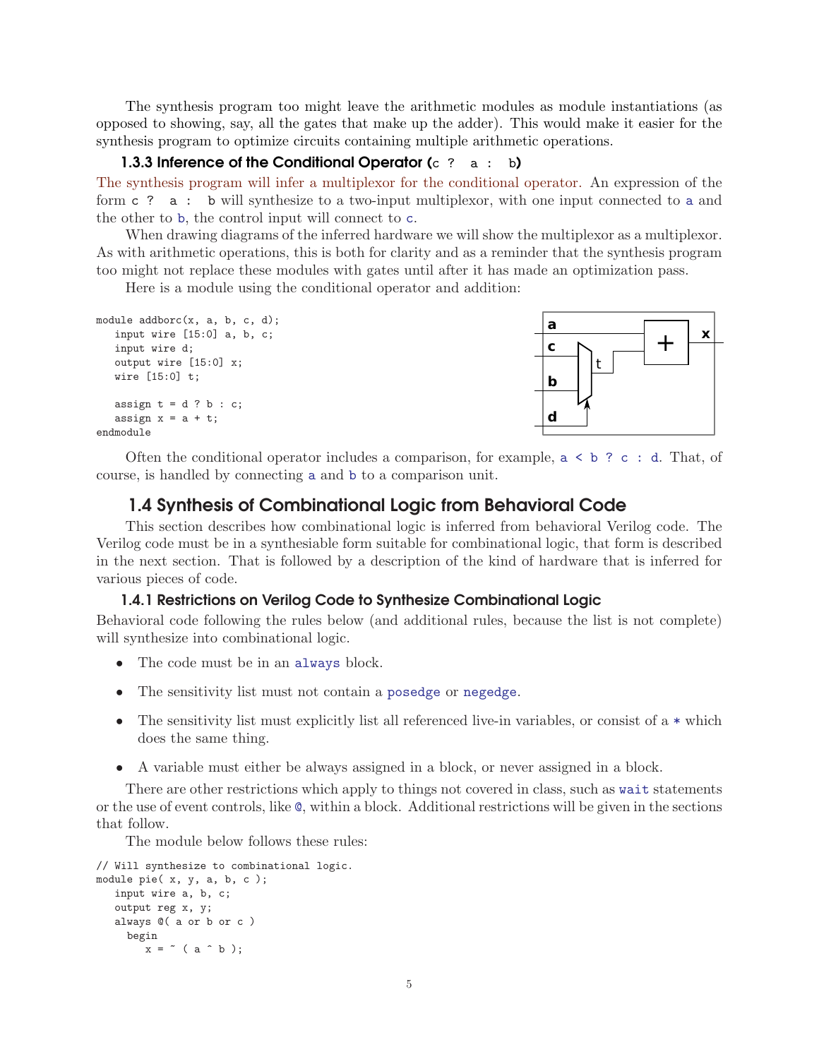The synthesis program too might leave the arithmetic modules as module instantiations (as opposed to showing, say, all the gates that make up the adder). This would make it easier for the synthesis program to optimize circuits containing multiple arithmetic operations.

### 1.3.3 Inference of the Conditional Operator (`c ? a : b`)

The synthesis program will infer a multiplexor for the conditional operator. An expression of the form `c ? a : b` will synthesize to a two-input multiplexor, with one input connected to `a` and the other to `b`, the control input will connect to `c`.

When drawing diagrams of the inferred hardware we will show the multiplexor as a multiplexor. As with arithmetic operations, this is both for clarity and as a reminder that the synthesis program too might not replace these modules with gates until after it has made an optimization pass.

Here is a module using the conditional operator and addition:

```
module addborc(x, a, b, c, d);
   input wire [15:0] a, b, c;
   input wire d;
   output wire [15:0] x;
   wire [15:0] t;

   assign t = d ? b : c;
   assign x = a + t;
endmodule
```

Often the conditional operator includes a comparison, for example, `a < b ? c : d`. That, of course, is handled by connecting `a` and `b` to a comparison unit.

## 1.4 Synthesis of Combinational Logic from Behavioral Code

This section describes how combinational logic is inferred from behavioral Verilog code. The Verilog code must be in a synthesiable form suitable for combinational logic, that form is described in the next section. That is followed by a description of the kind of hardware that is inferred for various pieces of code.

### 1.4.1 Restrictions on Verilog Code to Synthesize Combinational Logic

Behavioral code following the rules below (and additional rules, because the list is not complete) will synthesize into combinational logic.

- The code must be in an `always` block.
- The sensitivity list must not contain a `posedge` or `negedge`.
- The sensitivity list must explicitly list all referenced live-in variables, or consist of a `*` which does the same thing.
- A variable must either be always assigned in a block, or never assigned in a block.

There are other restrictions which apply to things not covered in class, such as `wait` statements or the use of event controls, like `@`, within a block. Additional restrictions will be given in the sections that follow.

The module below follows these rules:

```
// Will synthesize to combinational logic.
module pie( x, y, a, b, c );
   input wire a, b, c;
   output reg x, y;
   always @( a or b or c )
     begin
        x = ~ ( a ^ b );
```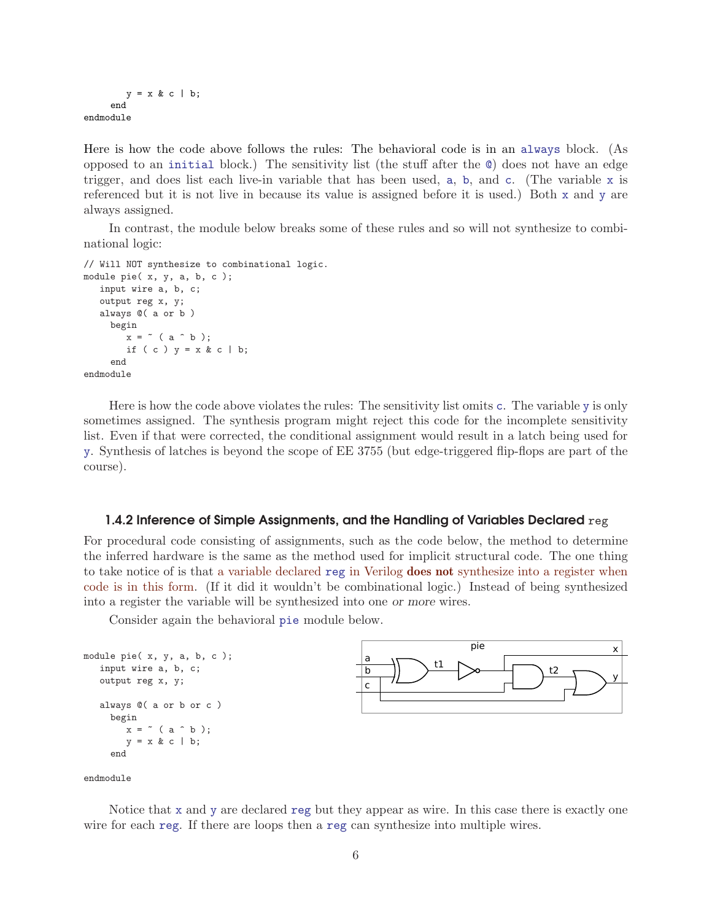```
        y = x & c | b;
      end
endmodule
```

Here is how the code above follows the rules: The behavioral code is in an `always` block. (As opposed to an `initial` block.) The sensitivity list (the stuff after the `@`) does not have an edge trigger, and does list each live-in variable that has been used, `a`, `b`, and `c`. (The variable `x` is referenced but it is not live in because its value is assigned before it is used.) Both `x` and `y` are always assigned.

In contrast, the module below breaks some of these rules and so will not synthesize to combinational logic:

```
// Will NOT synthesize to combinational logic.
module pie( x, y, a, b, c );
   input wire a, b, c;
   output reg x, y;
   always @( a or b )
     begin
        x = ~ ( a ^ b );
        if ( c ) y = x & c | b;
     end
endmodule
```

Here is how the code above violates the rules: The sensitivity list omits `c`. The variable `y` is only sometimes assigned. The synthesis program might reject this code for the incomplete sensitivity list. Even if that were corrected, the conditional assignment would result in a latch being used for `y`. Synthesis of latches is beyond the scope of EE 3755 (but edge-triggered flip-flops are part of the course).

### 1.4.2 Inference of Simple Assignments, and the Handling of Variables Declared `reg`

For procedural code consisting of assignments, such as the code below, the method to determine the inferred hardware is the same as the method used for implicit structural code. The one thing to take notice of is that a variable declared `reg` in Verilog **does not** synthesize into a register when code is in this form. (If it did it wouldn't be combinational logic.) Instead of being synthesized into a register the variable will be synthesized into one *or more* wires.

Consider again the behavioral `pie` module below.

```
module pie( x, y, a, b, c );
   input wire a, b, c;
   output reg x, y;

   always @( a or b or c )
     begin
        x = ~ ( a ^ b );
        y = x & c | b;
     end

endmodule
```

Notice that `x` and `y` are declared `reg` but they appear as wire. In this case there is exactly one wire for each `reg`. If there are loops then a `reg` can synthesize into multiple wires.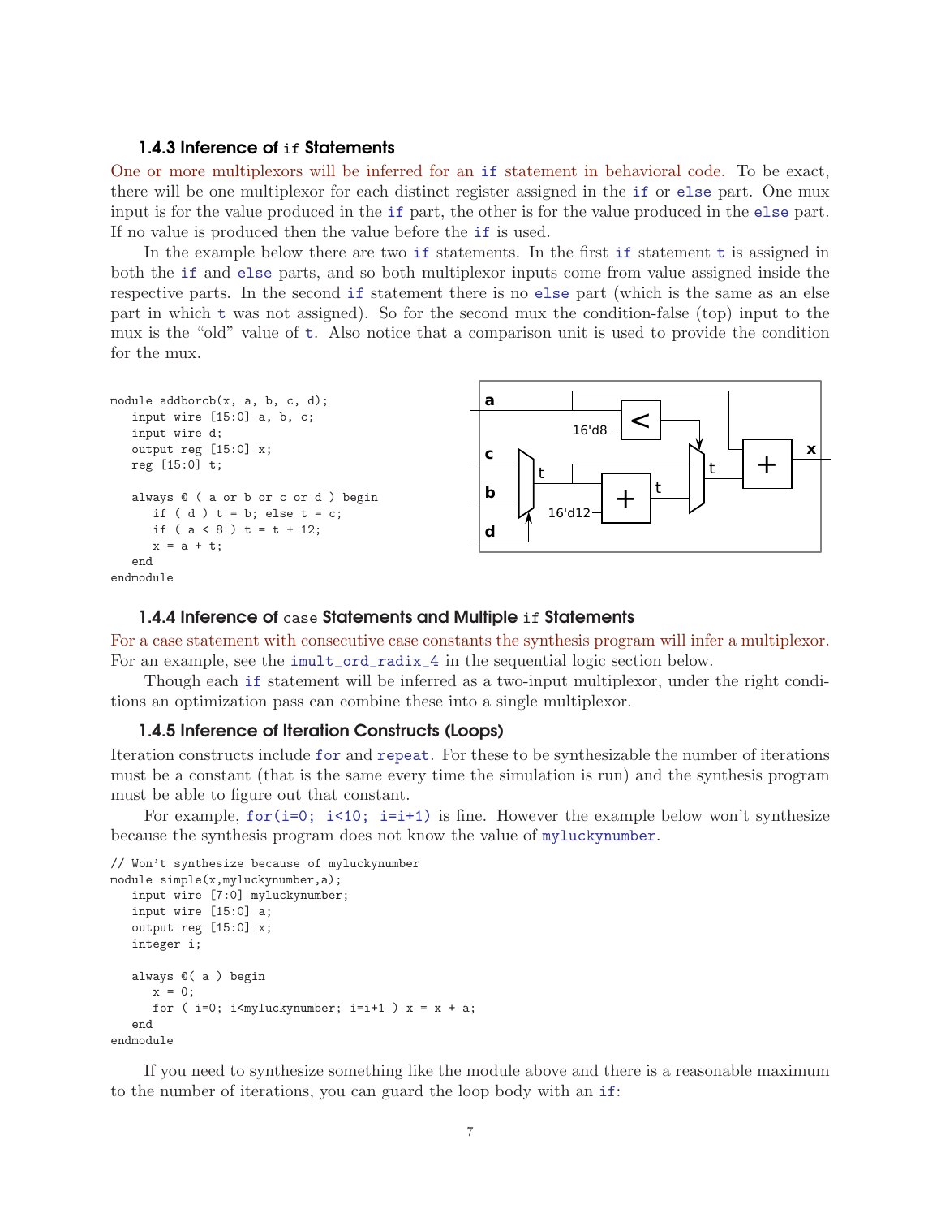### 1.4.3 Inference of `if` Statements

One or more multiplexors will be inferred for an `if` statement in behavioral code. To be exact, there will be one multiplexor for each distinct register assigned in the `if` or `else` part. One mux input is for the value produced in the `if` part, the other is for the value produced in the `else` part. If no value is produced then the value before the `if` is used.

In the example below there are two `if` statements. In the first `if` statement `t` is assigned in both the `if` and `else` parts, and so both multiplexor inputs come from value assigned inside the respective parts. In the second `if` statement there is no `else` part (which is the same as an else part in which `t` was not assigned). So for the second mux the condition-false (top) input to the mux is the "old" value of `t`. Also notice that a comparison unit is used to provide the condition for the mux.

```
module addborcb(x, a, b, c, d);
   input wire [15:0] a, b, c;
   input wire d;
   output reg [15:0] x;
   reg [15:0] t;

   always @ ( a or b or c or d ) begin
      if ( d ) t = b; else t = c;
      if ( a < 8 ) t = t + 12;
      x = a + t;
   end
endmodule
```

### 1.4.4 Inference of `case` Statements and Multiple `if` Statements

For a case statement with consecutive case constants the synthesis program will infer a multiplexor. For an example, see the `imult_ord_radix_4` in the sequential logic section below.

Though each `if` statement will be inferred as a two-input multiplexor, under the right conditions an optimization pass can combine these into a single multiplexor.

### 1.4.5 Inference of Iteration Constructs (Loops)

Iteration constructs include `for` and `repeat`. For these to be synthesizable the number of iterations must be a constant (that is the same every time the simulation is run) and the synthesis program must be able to figure out that constant.

For example, `for(i=0; i<10; i=i+1)` is fine. However the example below won't synthesize because the synthesis program does not know the value of `myluckynumber`.

```
// Won't synthesize because of myluckynumber
module simple(x,myluckynumber,a);
   input wire [7:0] myluckynumber;
   input wire [15:0] a;
   output reg [15:0] x;
   integer i;

   always @( a ) begin
      x = 0;
      for ( i=0; i<myluckynumber; i=i+1 ) x = x + a;
   end
endmodule
```

If you need to synthesize something like the module above and there is a reasonable maximum to the number of iterations, you can guard the loop body with an `if`: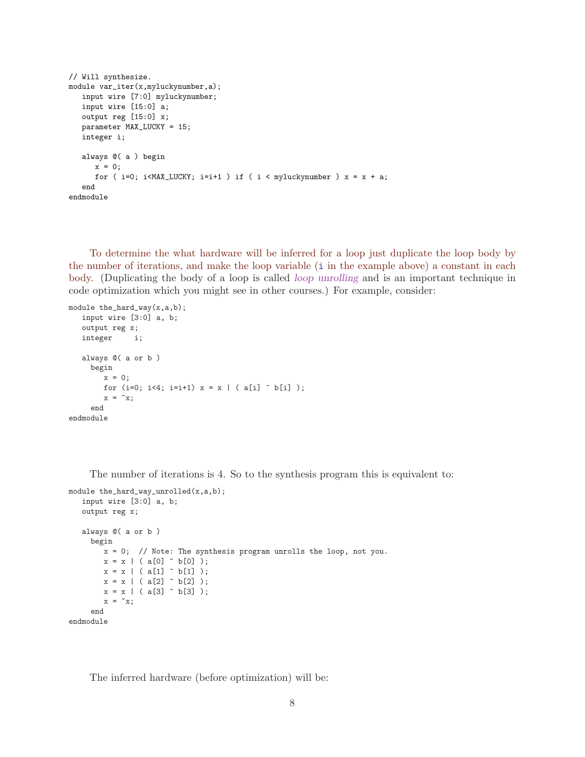```
// Will synthesize.
module var_iter(x,myluckynumber,a);
   input wire [7:0] myluckynumber;
   input wire [15:0] a;
   output reg [15:0] x;
   parameter MAX_LUCKY = 15;
   integer i;

   always @( a ) begin
      x = 0;
      for ( i=0; i<MAX_LUCKY; i=i+1 ) if ( i < myluckynumber ) x = x + a;
   end
endmodule
```

To determine the what hardware will be inferred for a loop just duplicate the loop body by the number of iterations, and make the loop variable (i in the example above) a constant in each body. (Duplicating the body of a loop is called *loop unrolling* and is an important technique in code optimization which you might see in other courses.) For example, consider:

```
module the_hard_way(x,a,b);
   input wire [3:0] a, b;
   output reg x;
   integer     i;

   always @( a or b )
     begin
        x = 0;
        for (i=0; i<4; i=i+1) x = x | ( a[i] ^ b[i] );
        x = ~x;
     end
endmodule
```

The number of iterations is 4. So to the synthesis program this is equivalent to:

```
module the_hard_way_unrolled(x,a,b);
   input wire [3:0] a, b;
   output reg x;

   always @( a or b )
     begin
        x = 0;  // Note: The synthesis program unrolls the loop, not you.
        x = x | ( a[0] ^ b[0] );
        x = x | ( a[1] ^ b[1] );
        x = x | ( a[2] ^ b[2] );
        x = x | ( a[3] ^ b[3] );
        x = ~x;
     end
endmodule
```

The inferred hardware (before optimization) will be: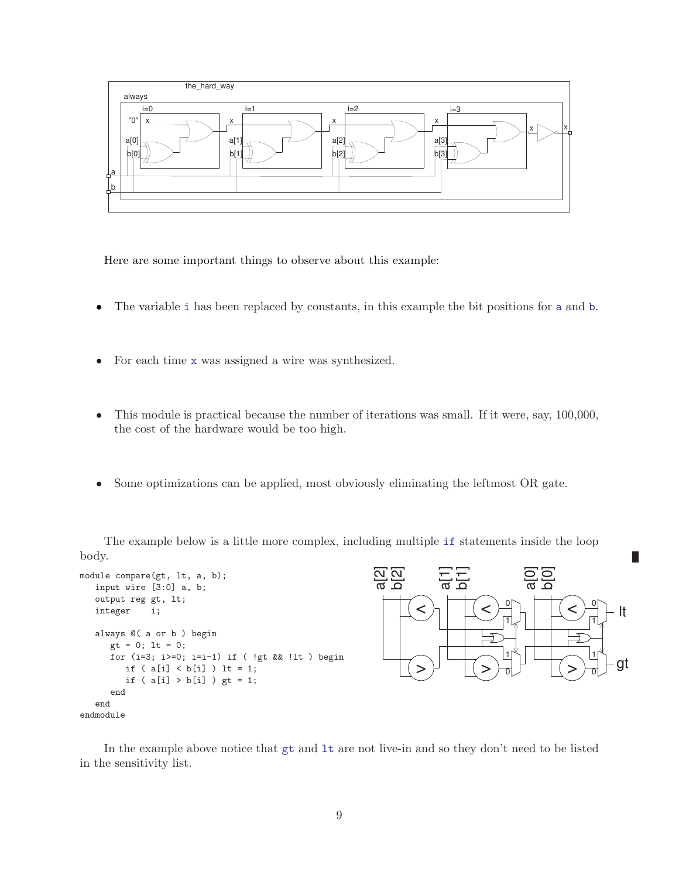Here are some important things to observe about this example:

- The variable `i` has been replaced by constants, in this example the bit positions for `a` and `b`.
- For each time `x` was assigned a wire was synthesized.
- This module is practical because the number of iterations was small. If it were, say, 100,000, the cost of the hardware would be too high.
- Some optimizations can be applied, most obviously eliminating the leftmost OR gate.

The example below is a little more complex, including multiple `if` statements inside the loop body.

```
module compare(gt, lt, a, b);
   input wire [3:0] a, b;
   output reg gt, lt;
   integer    i;

   always @( a or b ) begin
      gt = 0; lt = 0;
      for (i=3; i>=0; i=i-1) if ( !gt && !lt ) begin
         if ( a[i] < b[i] ) lt = 1;
         if ( a[i] > b[i] ) gt = 1;
      end
   end
endmodule
```

In the example above notice that `gt` and `lt` are not live-in and so they don't need to be listed in the sensitivity list.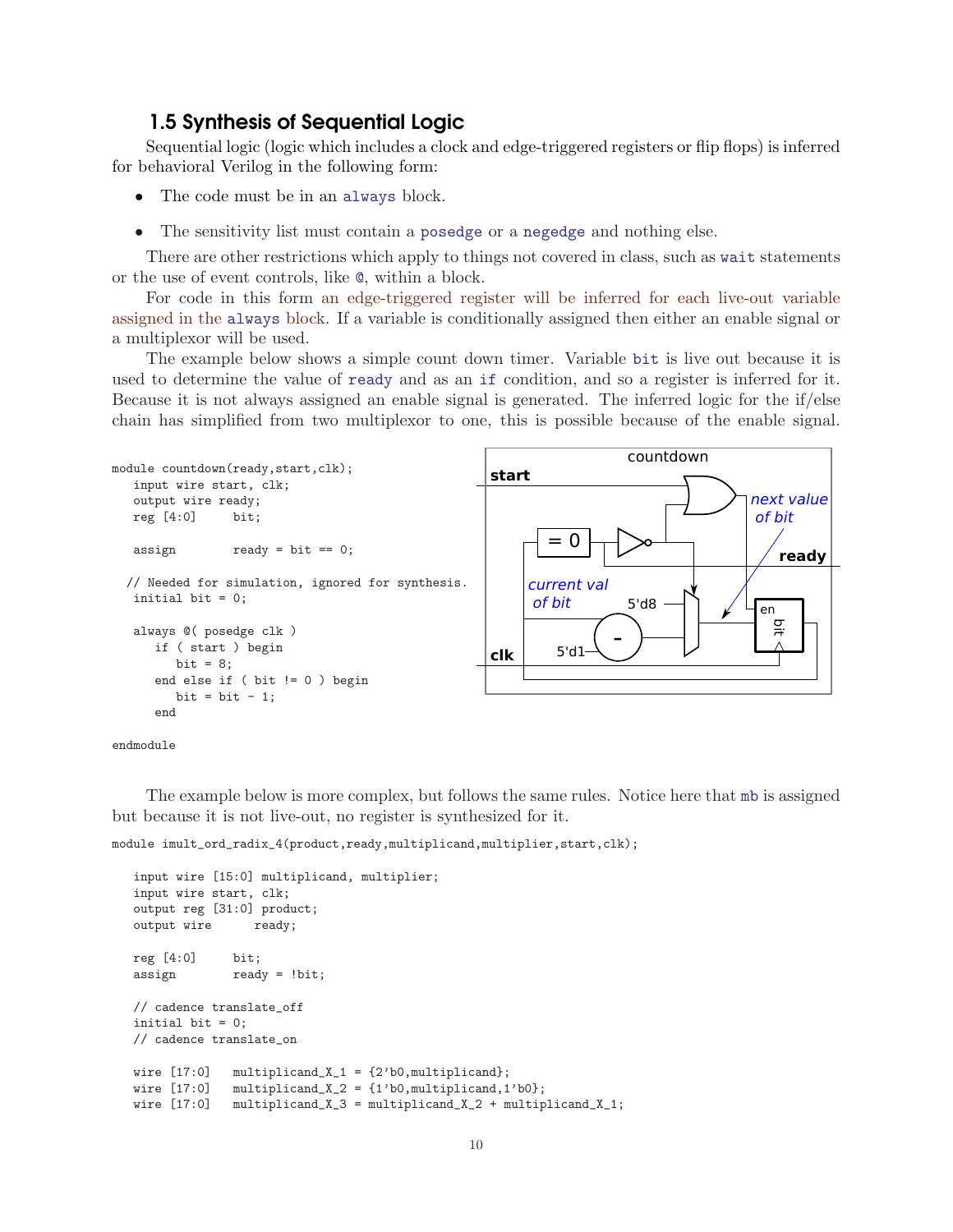### 1.5 Synthesis of Sequential Logic

Sequential logic (logic which includes a clock and edge-triggered registers or flip flops) is inferred for behavioral Verilog in the following form:

- The code must be in an `always` block.
- The sensitivity list must contain a `posedge` or a `negedge` and nothing else.

There are other restrictions which apply to things not covered in class, such as `wait` statements or the use of event controls, like `@`, within a block.

For code in this form an edge-triggered register will be inferred for each live-out variable assigned in the `always` block. If a variable is conditionally assigned then either an enable signal or a multiplexor will be used.

The example below shows a simple count down timer. Variable `bit` is live out because it is used to determine the value of `ready` and as an `if` condition, and so a register is inferred for it. Because it is not always assigned an enable signal is generated. The inferred logic for the if/else chain has simplified from two multiplexor to one, this is possible because of the enable signal.

```
module countdown(ready,start,clk);
   input wire start, clk;
   output wire ready;
   reg [4:0]     bit;

   assign        ready = bit == 0;

  // Needed for simulation, ignored for synthesis.
   initial bit = 0;

   always @( posedge clk )
      if ( start ) begin
         bit = 8;
      end else if ( bit != 0 ) begin
         bit = bit - 1;
      end

endmodule
```

The example below is more complex, but follows the same rules. Notice here that `mb` is assigned but because it is not live-out, no register is synthesized for it.

```
module imult_ord_radix_4(product,ready,multiplicand,multiplier,start,clk);

   input wire [15:0] multiplicand, multiplier;
   input wire start, clk;
   output reg [31:0] product;
   output wire      ready;

   reg [4:0]     bit;
   assign        ready = !bit;

   // cadence translate_off
   initial bit = 0;
   // cadence translate_on

   wire [17:0]   multiplicand_X_1 = {2'b0,multiplicand};
   wire [17:0]   multiplicand_X_2 = {1'b0,multiplicand,1'b0};
   wire [17:0]   multiplicand_X_3 = multiplicand_X_2 + multiplicand_X_1;
```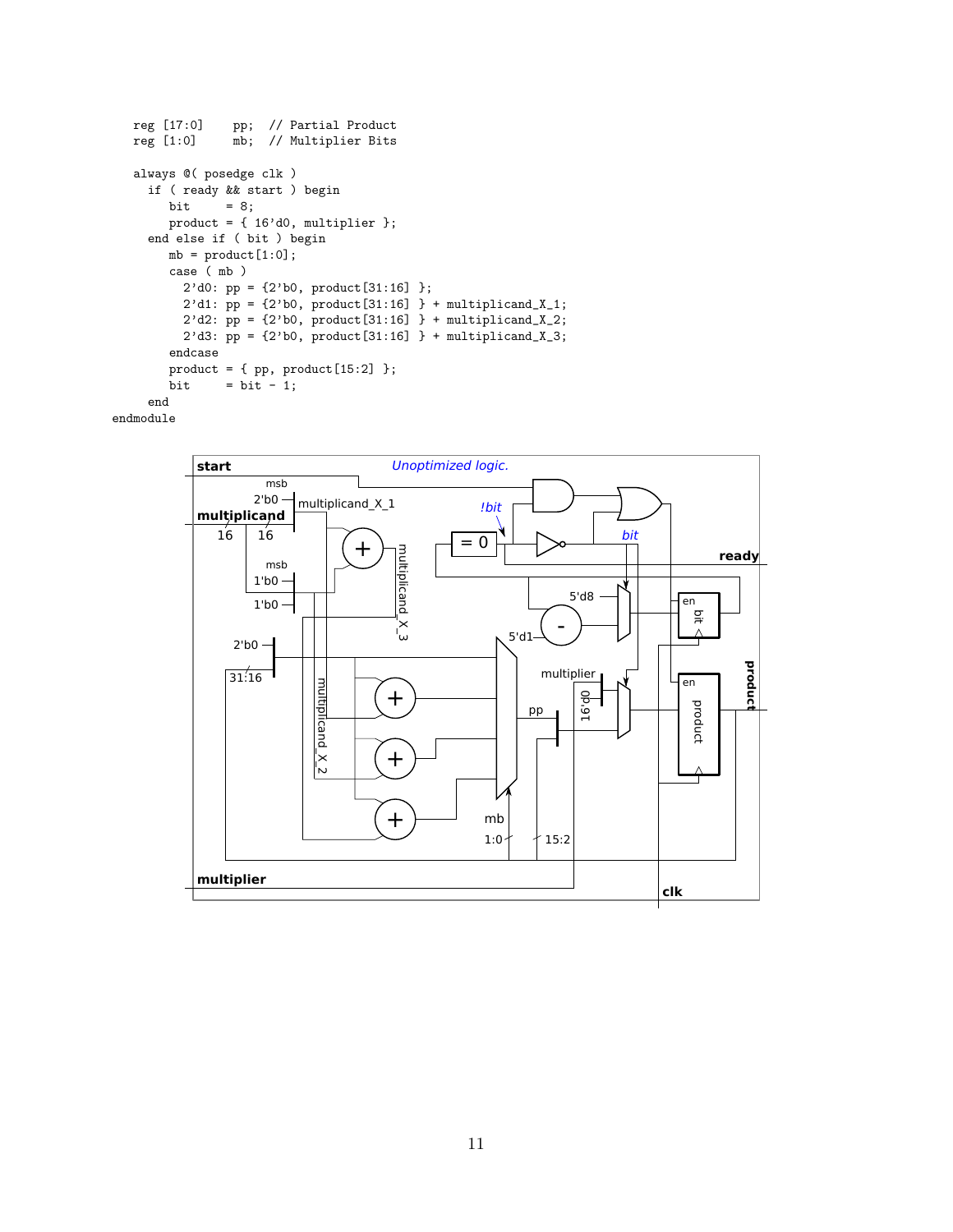```
   reg [17:0]    pp;  // Partial Product
   reg [1:0]     mb;  // Multiplier Bits

   always @( posedge clk )
     if ( ready && start ) begin
        bit     = 8;
        product = { 16'd0, multiplier };
     end else if ( bit ) begin
        mb = product[1:0];
        case ( mb )
          2'd0: pp = {2'b0, product[31:16] };
          2'd1: pp = {2'b0, product[31:16] } + multiplicand_X_1;
          2'd2: pp = {2'b0, product[31:16] } + multiplicand_X_2;
          2'd3: pp = {2'b0, product[31:16] } + multiplicand_X_3;
        endcase
        product = { pp, product[15:2] };
        bit     = bit - 1;
     end
endmodule
```

start

Unoptimized logic.

msb

2'b0

multiplicand_X_1

!bit

= 0

bit

ready

multiplicand

16

16

msb

1'b0

1'b0

multiplicand_X_3

5'd8

en

bit

5'd1

2'b0

31:16

multiplier

en

product

product

multiplicand_X_2

pp

16'd0

mb

1:0

15:2

multiplier

clk